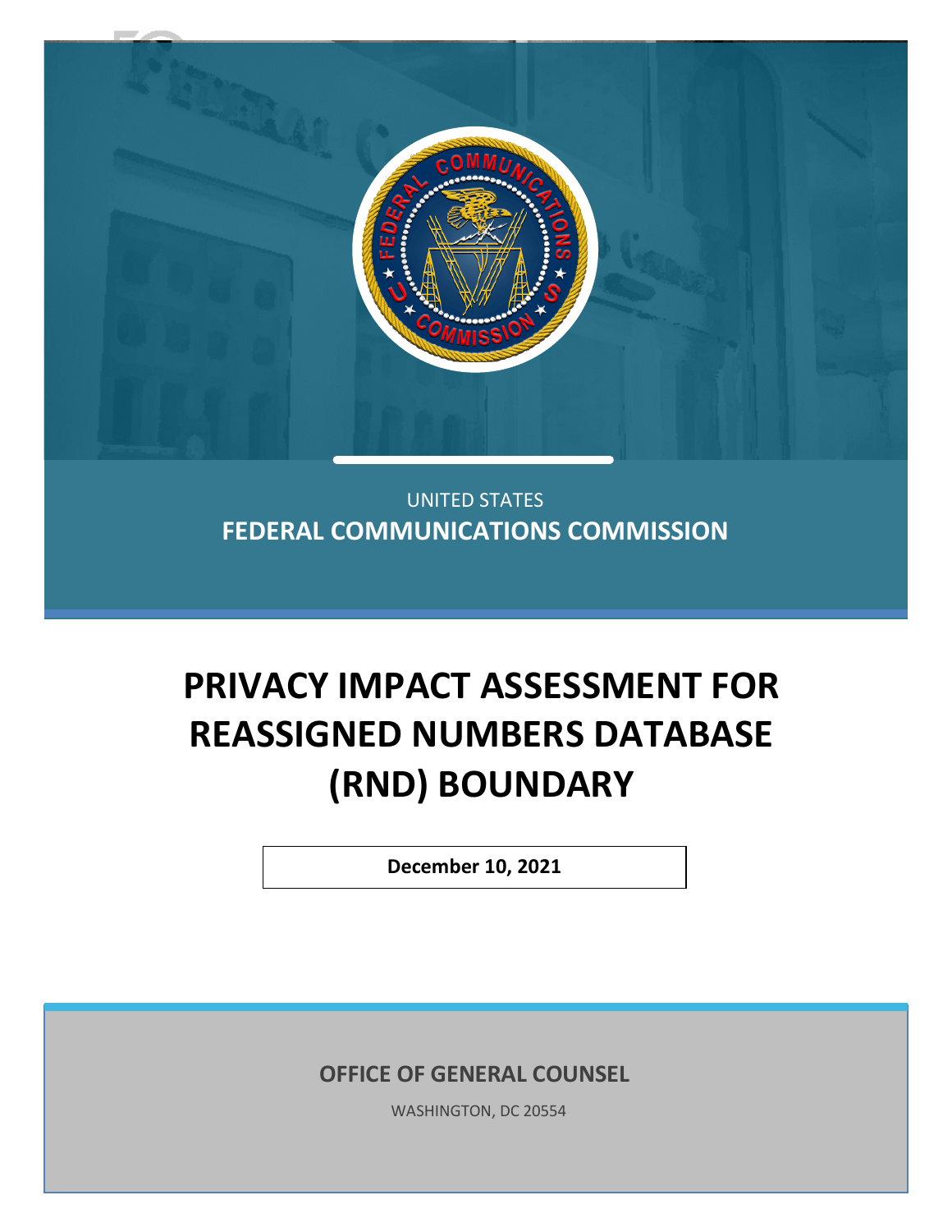UNITED STATES

**FEDERAL COMMUNICATIONS COMMISSION**

# PRIVACY IMPACT ASSESSMENT FOR REASSIGNED NUMBERS DATABASE (RND) BOUNDARY

**December 10, 2021**

**OFFICE OF GENERAL COUNSEL**

WASHINGTON, DC 20554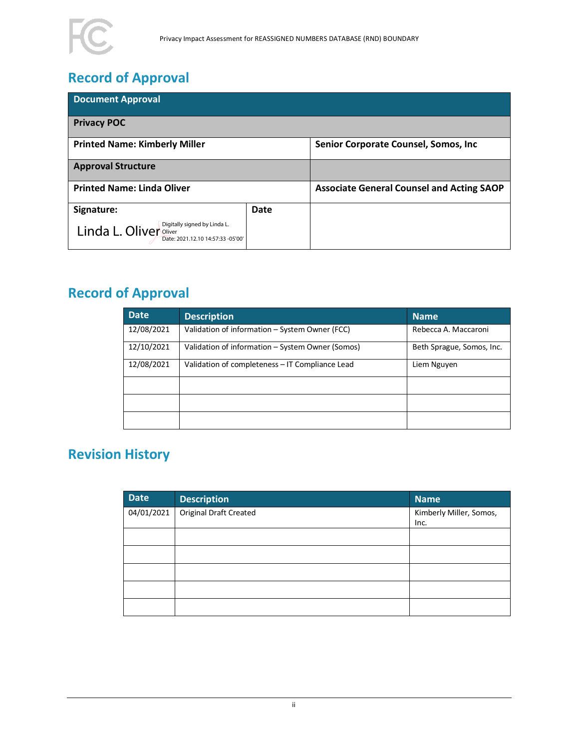## Record of Approval

| Document Approval | | |
|---|---|---|
| **Privacy POC** | | |
| **Printed Name: Kimberly Miller** | | **Senior Corporate Counsel, Somos, Inc** |
| **Approval Structure** | | |
| **Printed Name: Linda Oliver** | | **Associate General Counsel and Acting SAOP** |
| **Signature:** Linda L. Oliver Digitally signed by Linda L. Oliver Date: 2021.12.10 14:57:33 -05'00' | **Date** | |

## Record of Approval

| Date | Description | Name |
|---|---|---|
| 12/08/2021 | Validation of information – System Owner (FCC) | Rebecca A. Maccaroni |
| 12/10/2021 | Validation of information – System Owner (Somos) | Beth Sprague, Somos, Inc. |
| 12/08/2021 | Validation of completeness – IT Compliance Lead | Liem Nguyen |
| | | |
| | | |
| | | |

## Revision History

| Date | Description | Name |
|---|---|---|
| 04/01/2021 | Original Draft Created | Kimberly Miller, Somos, Inc. |
| | | |
| | | |
| | | |
| | | |
| | | |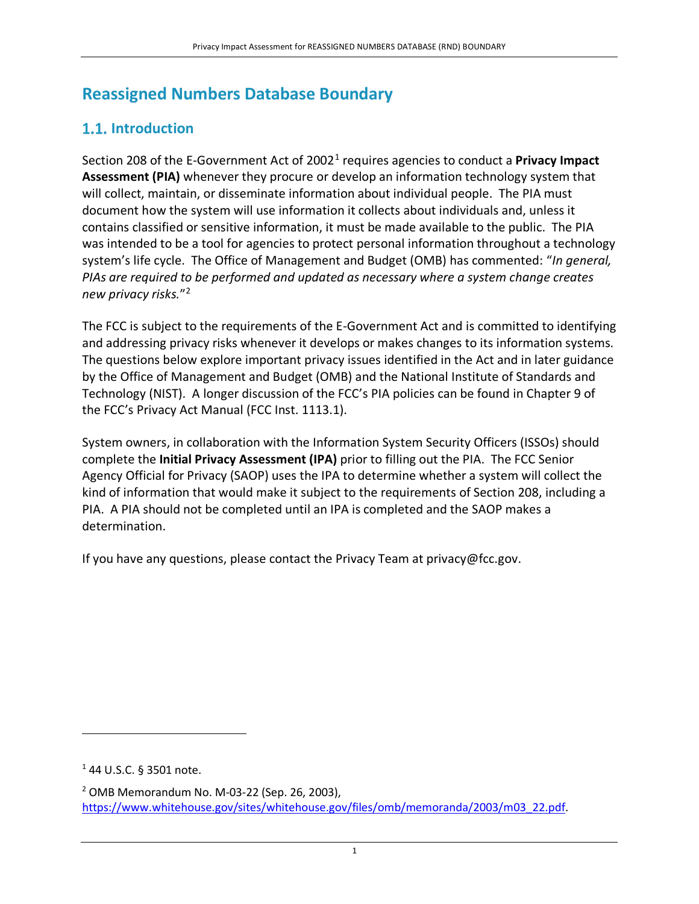# Reassigned Numbers Database Boundary

## 1.1. Introduction

Section 208 of the E-Government Act of 2002[1] requires agencies to conduct a **Privacy Impact Assessment (PIA)** whenever they procure or develop an information technology system that will collect, maintain, or disseminate information about individual people. The PIA must document how the system will use information it collects about individuals and, unless it contains classified or sensitive information, it must be made available to the public. The PIA was intended to be a tool for agencies to protect personal information throughout a technology system's life cycle. The Office of Management and Budget (OMB) has commented: "*In general, PIAs are required to be performed and updated as necessary where a system change creates new privacy risks.*"[2]

The FCC is subject to the requirements of the E-Government Act and is committed to identifying and addressing privacy risks whenever it develops or makes changes to its information systems. The questions below explore important privacy issues identified in the Act and in later guidance by the Office of Management and Budget (OMB) and the National Institute of Standards and Technology (NIST). A longer discussion of the FCC's PIA policies can be found in Chapter 9 of the FCC's Privacy Act Manual (FCC Inst. 1113.1).

System owners, in collaboration with the Information System Security Officers (ISSOs) should complete the **Initial Privacy Assessment (IPA)** prior to filling out the PIA. The FCC Senior Agency Official for Privacy (SAOP) uses the IPA to determine whether a system will collect the kind of information that would make it subject to the requirements of Section 208, including a PIA. A PIA should not be completed until an IPA is completed and the SAOP makes a determination.

If you have any questions, please contact the Privacy Team at privacy@fcc.gov.

---

[1] 44 U.S.C. § 3501 note.

[2] OMB Memorandum No. M-03-22 (Sep. 26, 2003), https://www.whitehouse.gov/sites/whitehouse.gov/files/omb/memoranda/2003/m03_22.pdf.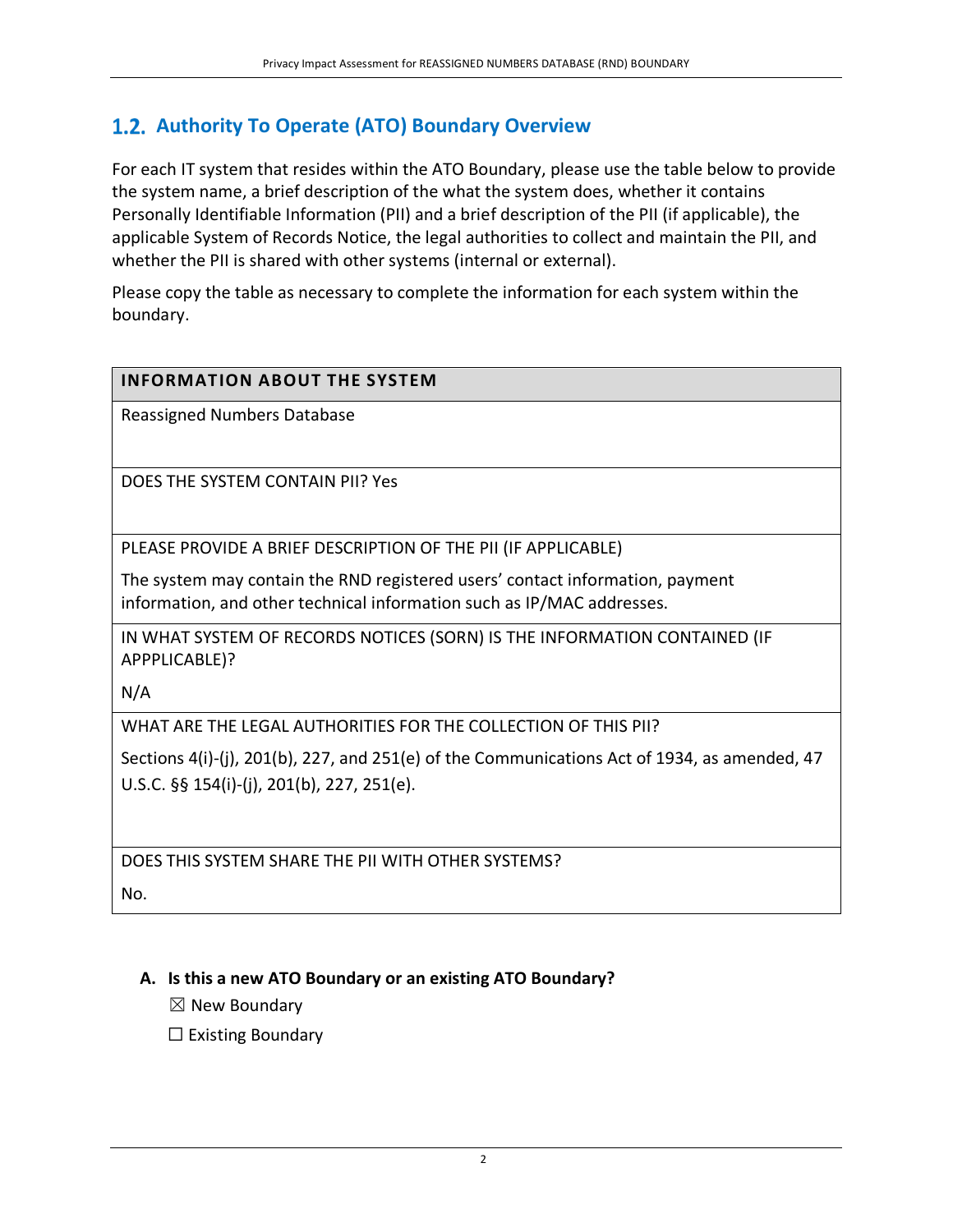## 1.2. Authority To Operate (ATO) Boundary Overview

For each IT system that resides within the ATO Boundary, please use the table below to provide the system name, a brief description of the what the system does, whether it contains Personally Identifiable Information (PII) and a brief description of the PII (if applicable), the applicable System of Records Notice, the legal authorities to collect and maintain the PII, and whether the PII is shared with other systems (internal or external).

Please copy the table as necessary to complete the information for each system within the boundary.

| INFORMATION ABOUT THE SYSTEM |
| --- |
| Reassigned Numbers Database |
| DOES THE SYSTEM CONTAIN PII? Yes |
| PLEASE PROVIDE A BRIEF DESCRIPTION OF THE PII (IF APPLICABLE)<br><br>The system may contain the RND registered users' contact information, payment information, and other technical information such as IP/MAC addresses. |
| IN WHAT SYSTEM OF RECORDS NOTICES (SORN) IS THE INFORMATION CONTAINED (IF APPPLICABLE)?<br><br>N/A |
| WHAT ARE THE LEGAL AUTHORITIES FOR THE COLLECTION OF THIS PII?<br><br>Sections 4(i)-(j), 201(b), 227, and 251(e) of the Communications Act of 1934, as amended, 47 U.S.C. §§ 154(i)-(j), 201(b), 227, 251(e). |
| DOES THIS SYSTEM SHARE THE PII WITH OTHER SYSTEMS?<br><br>No. |

**A. Is this a new ATO Boundary or an existing ATO Boundary?**

☒ New Boundary

☐ Existing Boundary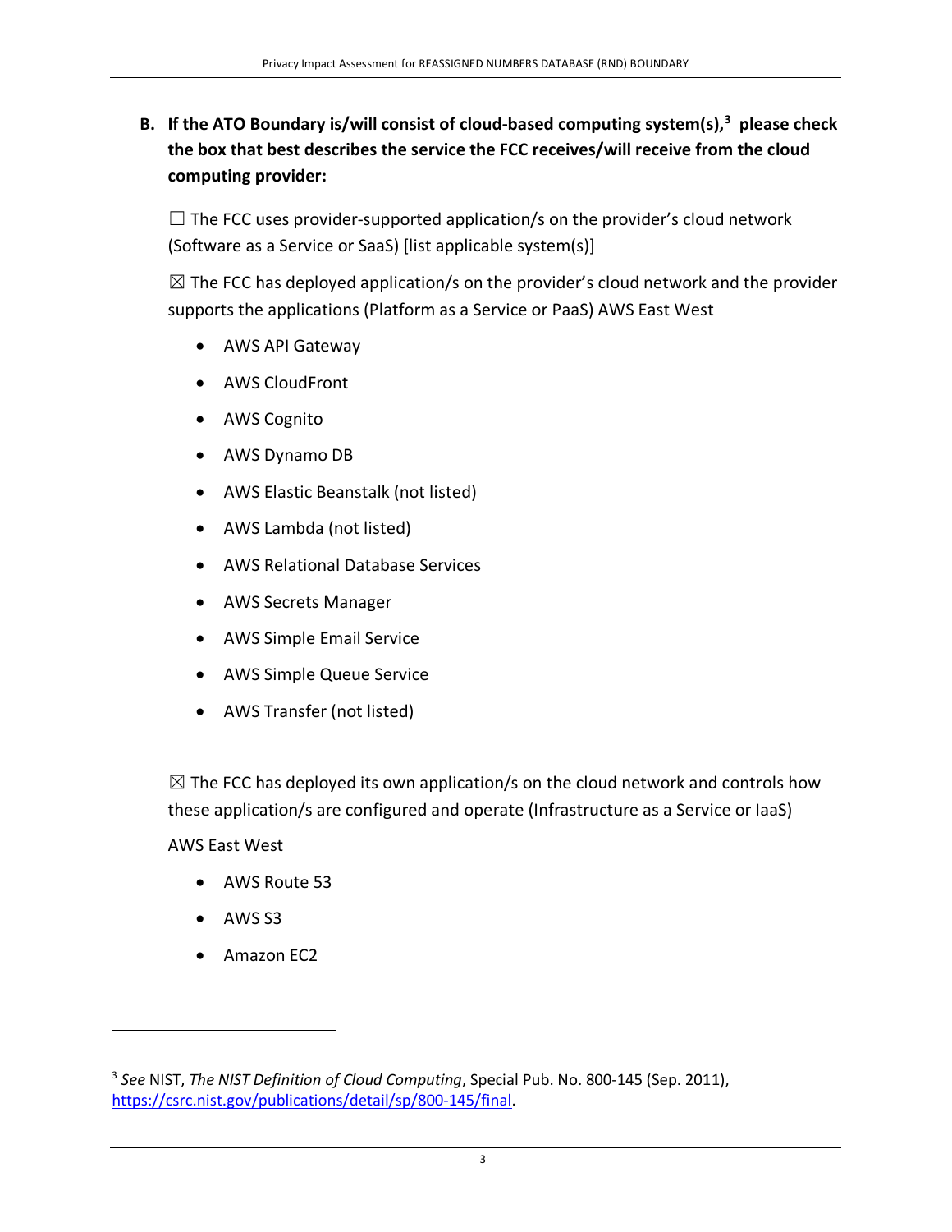**B. If the ATO Boundary is/will consist of cloud-based computing system(s),[3] please check the box that best describes the service the FCC receives/will receive from the cloud computing provider:**

☐ The FCC uses provider-supported application/s on the provider's cloud network (Software as a Service or SaaS) [list applicable system(s)]

☒ The FCC has deployed application/s on the provider's cloud network and the provider supports the applications (Platform as a Service or PaaS) AWS East West

- AWS API Gateway
- AWS CloudFront
- AWS Cognito
- AWS Dynamo DB
- AWS Elastic Beanstalk (not listed)
- AWS Lambda (not listed)
- AWS Relational Database Services
- AWS Secrets Manager
- AWS Simple Email Service
- AWS Simple Queue Service
- AWS Transfer (not listed)

☒ The FCC has deployed its own application/s on the cloud network and controls how these application/s are configured and operate (Infrastructure as a Service or IaaS)

AWS East West

- AWS Route 53
- AWS S3
- Amazon EC2

---

[3] *See* NIST, *The NIST Definition of Cloud Computing*, Special Pub. No. 800-145 (Sep. 2011), https://csrc.nist.gov/publications/detail/sp/800-145/final.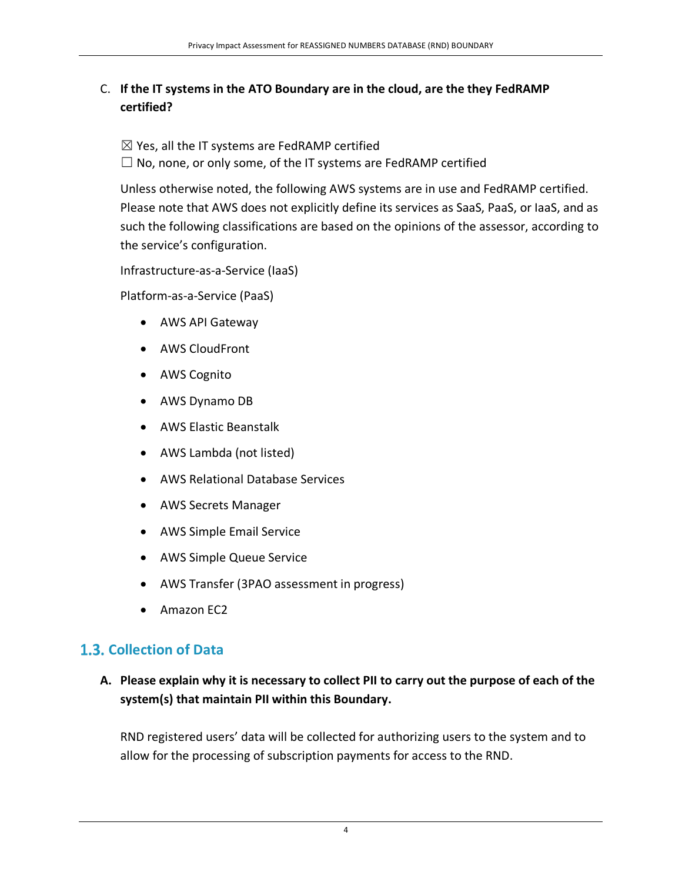C. **If the IT systems in the ATO Boundary are in the cloud, are the they FedRAMP certified?**

☒ Yes, all the IT systems are FedRAMP certified
☐ No, none, or only some, of the IT systems are FedRAMP certified

Unless otherwise noted, the following AWS systems are in use and FedRAMP certified. Please note that AWS does not explicitly define its services as SaaS, PaaS, or IaaS, and as such the following classifications are based on the opinions of the assessor, according to the service's configuration.

Infrastructure-as-a-Service (IaaS)

Platform-as-a-Service (PaaS)

- AWS API Gateway
- AWS CloudFront
- AWS Cognito
- AWS Dynamo DB
- AWS Elastic Beanstalk
- AWS Lambda (not listed)
- AWS Relational Database Services
- AWS Secrets Manager
- AWS Simple Email Service
- AWS Simple Queue Service
- AWS Transfer (3PAO assessment in progress)
- Amazon EC2

## 1.3. Collection of Data

A. **Please explain why it is necessary to collect PII to carry out the purpose of each of the system(s) that maintain PII within this Boundary.**

RND registered users' data will be collected for authorizing users to the system and to allow for the processing of subscription payments for access to the RND.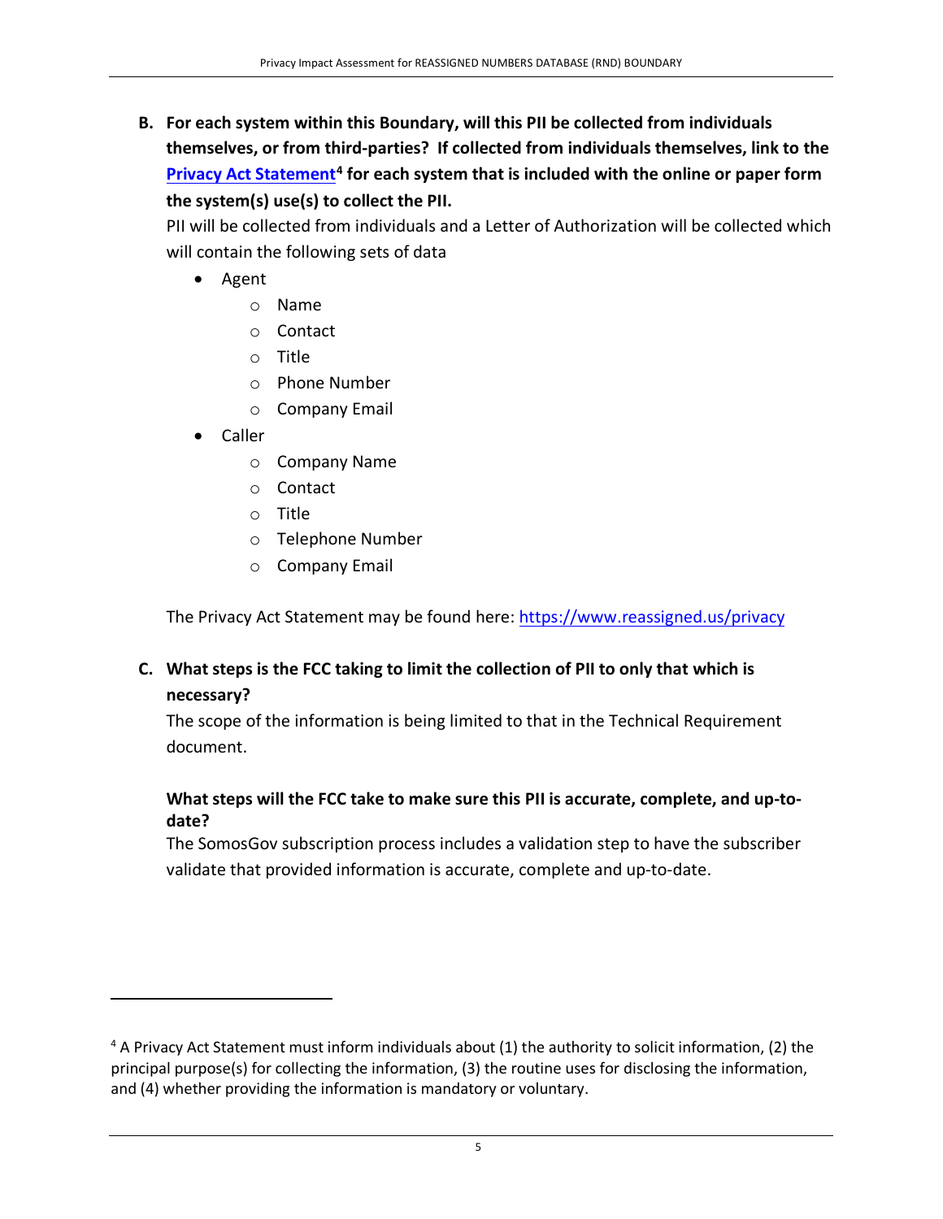**B. For each system within this Boundary, will this PII be collected from individuals themselves, or from third-parties? If collected from individuals themselves, link to the [Privacy Act Statement][4] for each system that is included with the online or paper form the system(s) use(s) to collect the PII.**

PII will be collected from individuals and a Letter of Authorization will be collected which will contain the following sets of data

- Agent
  - Name
  - Contact
  - Title
  - Phone Number
  - Company Email
- Caller
  - Company Name
  - Contact
  - Title
  - Telephone Number
  - Company Email

The Privacy Act Statement may be found here: https://www.reassigned.us/privacy

**C. What steps is the FCC taking to limit the collection of PII to only that which is necessary?**

The scope of the information is being limited to that in the Technical Requirement document.

**What steps will the FCC take to make sure this PII is accurate, complete, and up-to-date?**

The SomosGov subscription process includes a validation step to have the subscriber validate that provided information is accurate, complete and up-to-date.

---

[4] A Privacy Act Statement must inform individuals about (1) the authority to solicit information, (2) the principal purpose(s) for collecting the information, (3) the routine uses for disclosing the information, and (4) whether providing the information is mandatory or voluntary.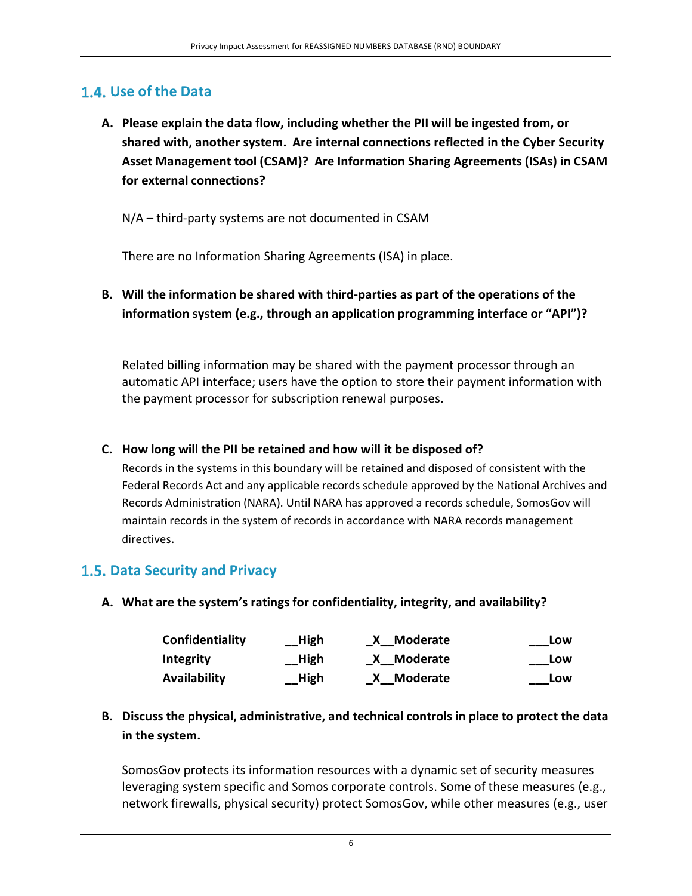## 1.4. Use of the Data

**A. Please explain the data flow, including whether the PII will be ingested from, or shared with, another system. Are internal connections reflected in the Cyber Security Asset Management tool (CSAM)? Are Information Sharing Agreements (ISAs) in CSAM for external connections?**

N/A – third-party systems are not documented in CSAM

There are no Information Sharing Agreements (ISA) in place.

**B. Will the information be shared with third-parties as part of the operations of the information system (e.g., through an application programming interface or "API")?**

Related billing information may be shared with the payment processor through an automatic API interface; users have the option to store their payment information with the payment processor for subscription renewal purposes.

**C. How long will the PII be retained and how will it be disposed of?**

Records in the systems in this boundary will be retained and disposed of consistent with the Federal Records Act and any applicable records schedule approved by the National Archives and Records Administration (NARA). Until NARA has approved a records schedule, SomosGov will maintain records in the system of records in accordance with NARA records management directives.

## 1.5. Data Security and Privacy

**A. What are the system's ratings for confidentiality, integrity, and availability?**

| | | | |
|---|---|---|---|
| **Confidentiality** | **__High** | **_X__Moderate** | **___Low** |
| **Integrity** | **__High** | **_X__Moderate** | **___Low** |
| **Availability** | **__High** | **_X__Moderate** | **___Low** |

**B. Discuss the physical, administrative, and technical controls in place to protect the data in the system.**

SomosGov protects its information resources with a dynamic set of security measures leveraging system specific and Somos corporate controls. Some of these measures (e.g., network firewalls, physical security) protect SomosGov, while other measures (e.g., user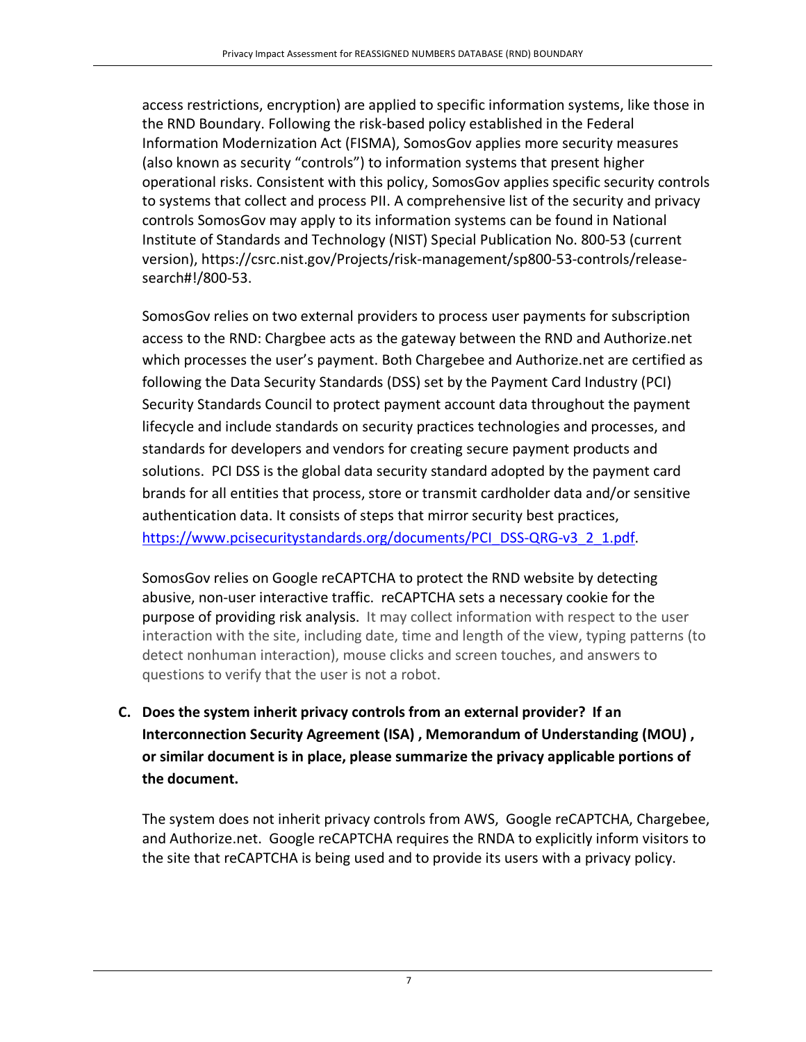access restrictions, encryption) are applied to specific information systems, like those in the RND Boundary. Following the risk-based policy established in the Federal Information Modernization Act (FISMA), SomosGov applies more security measures (also known as security "controls") to information systems that present higher operational risks. Consistent with this policy, SomosGov applies specific security controls to systems that collect and process PII. A comprehensive list of the security and privacy controls SomosGov may apply to its information systems can be found in National Institute of Standards and Technology (NIST) Special Publication No. 800-53 (current version), https://csrc.nist.gov/Projects/risk-management/sp800-53-controls/release-search#!/800-53.

SomosGov relies on two external providers to process user payments for subscription access to the RND: Chargbee acts as the gateway between the RND and Authorize.net which processes the user's payment. Both Chargebee and Authorize.net are certified as following the Data Security Standards (DSS) set by the Payment Card Industry (PCI) Security Standards Council to protect payment account data throughout the payment lifecycle and include standards on security practices technologies and processes, and standards for developers and vendors for creating secure payment products and solutions. PCI DSS is the global data security standard adopted by the payment card brands for all entities that process, store or transmit cardholder data and/or sensitive authentication data. It consists of steps that mirror security best practices, https://www.pcisecuritystandards.org/documents/PCI_DSS-QRG-v3_2_1.pdf.

SomosGov relies on Google reCAPTCHA to protect the RND website by detecting abusive, non-user interactive traffic. reCAPTCHA sets a necessary cookie for the purpose of providing risk analysis. It may collect information with respect to the user interaction with the site, including date, time and length of the view, typing patterns (to detect nonhuman interaction), mouse clicks and screen touches, and answers to questions to verify that the user is not a robot.

**C. Does the system inherit privacy controls from an external provider? If an Interconnection Security Agreement (ISA) , Memorandum of Understanding (MOU) , or similar document is in place, please summarize the privacy applicable portions of the document.**

The system does not inherit privacy controls from AWS, Google reCAPTCHA, Chargebee, and Authorize.net. Google reCAPTCHA requires the RNDA to explicitly inform visitors to the site that reCAPTCHA is being used and to provide its users with a privacy policy.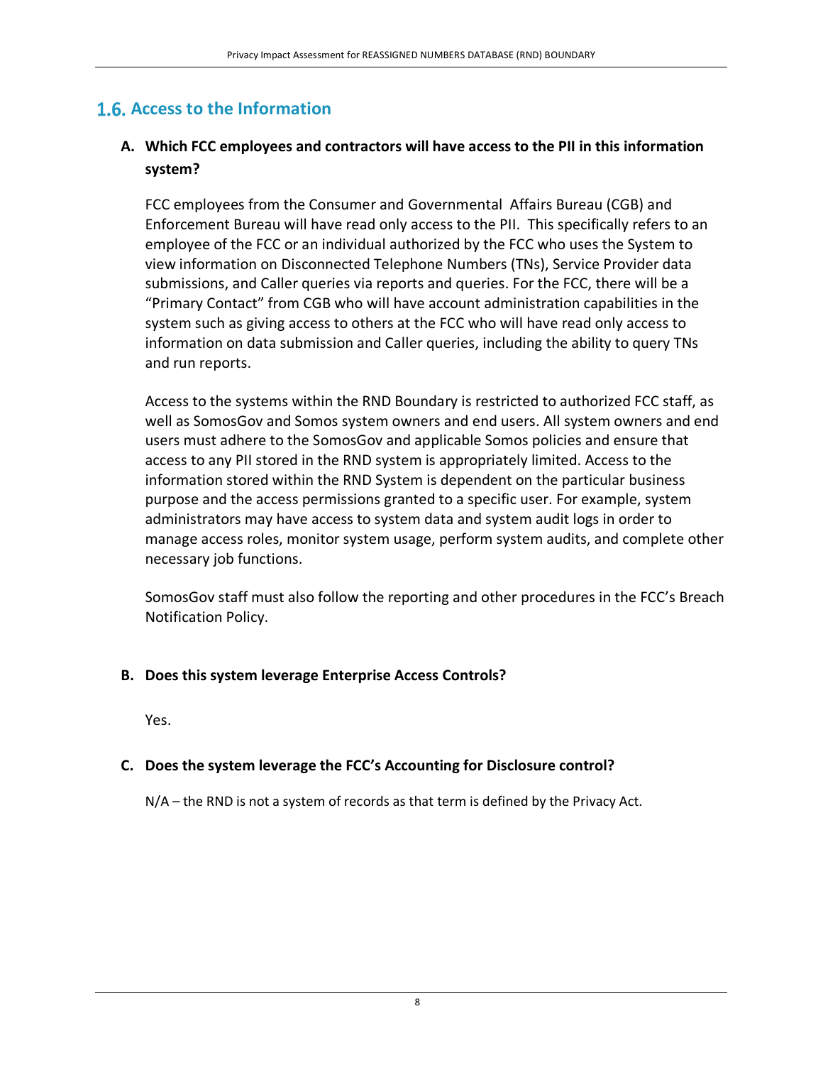## 1.6. Access to the Information

**A. Which FCC employees and contractors will have access to the PII in this information system?**

FCC employees from the Consumer and Governmental Affairs Bureau (CGB) and Enforcement Bureau will have read only access to the PII. This specifically refers to an employee of the FCC or an individual authorized by the FCC who uses the System to view information on Disconnected Telephone Numbers (TNs), Service Provider data submissions, and Caller queries via reports and queries. For the FCC, there will be a "Primary Contact" from CGB who will have account administration capabilities in the system such as giving access to others at the FCC who will have read only access to information on data submission and Caller queries, including the ability to query TNs and run reports.

Access to the systems within the RND Boundary is restricted to authorized FCC staff, as well as SomosGov and Somos system owners and end users. All system owners and end users must adhere to the SomosGov and applicable Somos policies and ensure that access to any PII stored in the RND system is appropriately limited. Access to the information stored within the RND System is dependent on the particular business purpose and the access permissions granted to a specific user. For example, system administrators may have access to system data and system audit logs in order to manage access roles, monitor system usage, perform system audits, and complete other necessary job functions.

SomosGov staff must also follow the reporting and other procedures in the FCC's Breach Notification Policy.

**B. Does this system leverage Enterprise Access Controls?**

Yes.

**C. Does the system leverage the FCC's Accounting for Disclosure control?**

N/A – the RND is not a system of records as that term is defined by the Privacy Act.